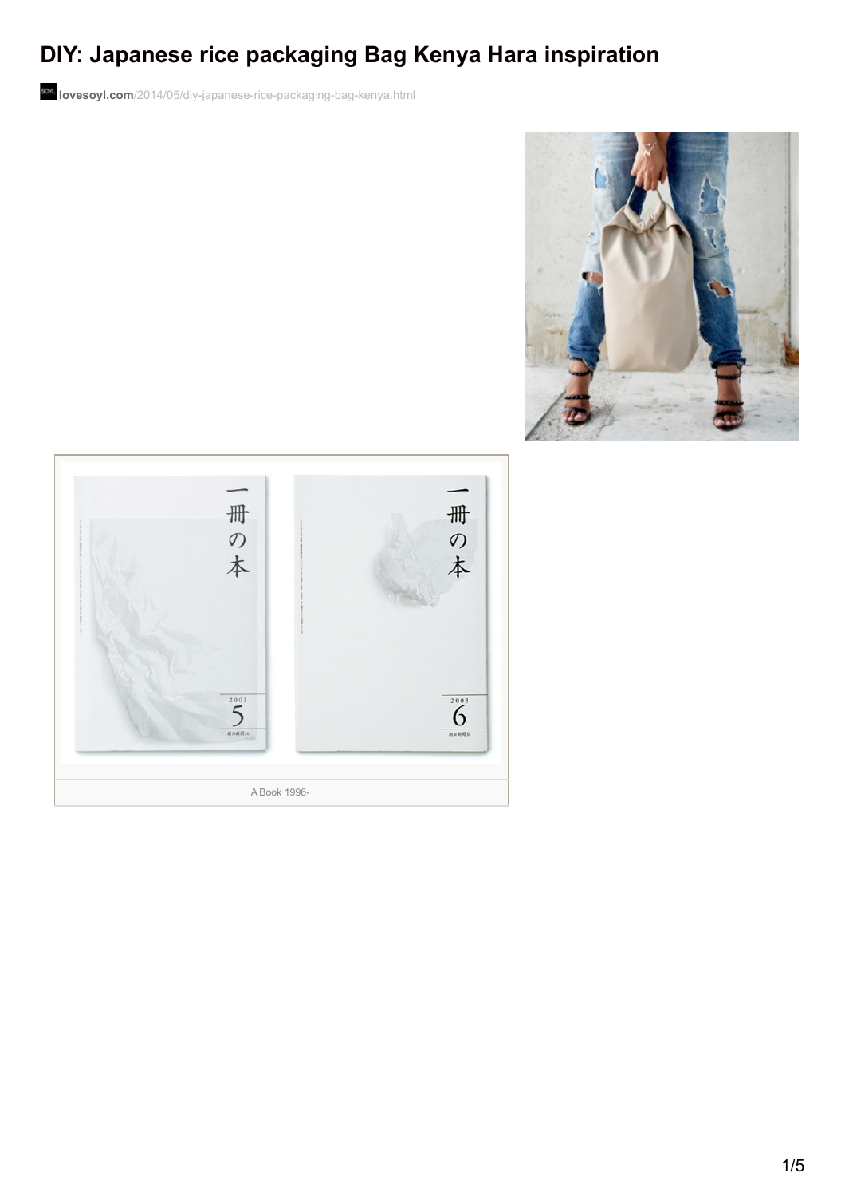# DIY: Japanese rice packaging Bag Kenya Hara inspiration

lovesoyl.com/2014/05/diy-japanese-rice-packaging-bag-kenya.html

A Book 1996-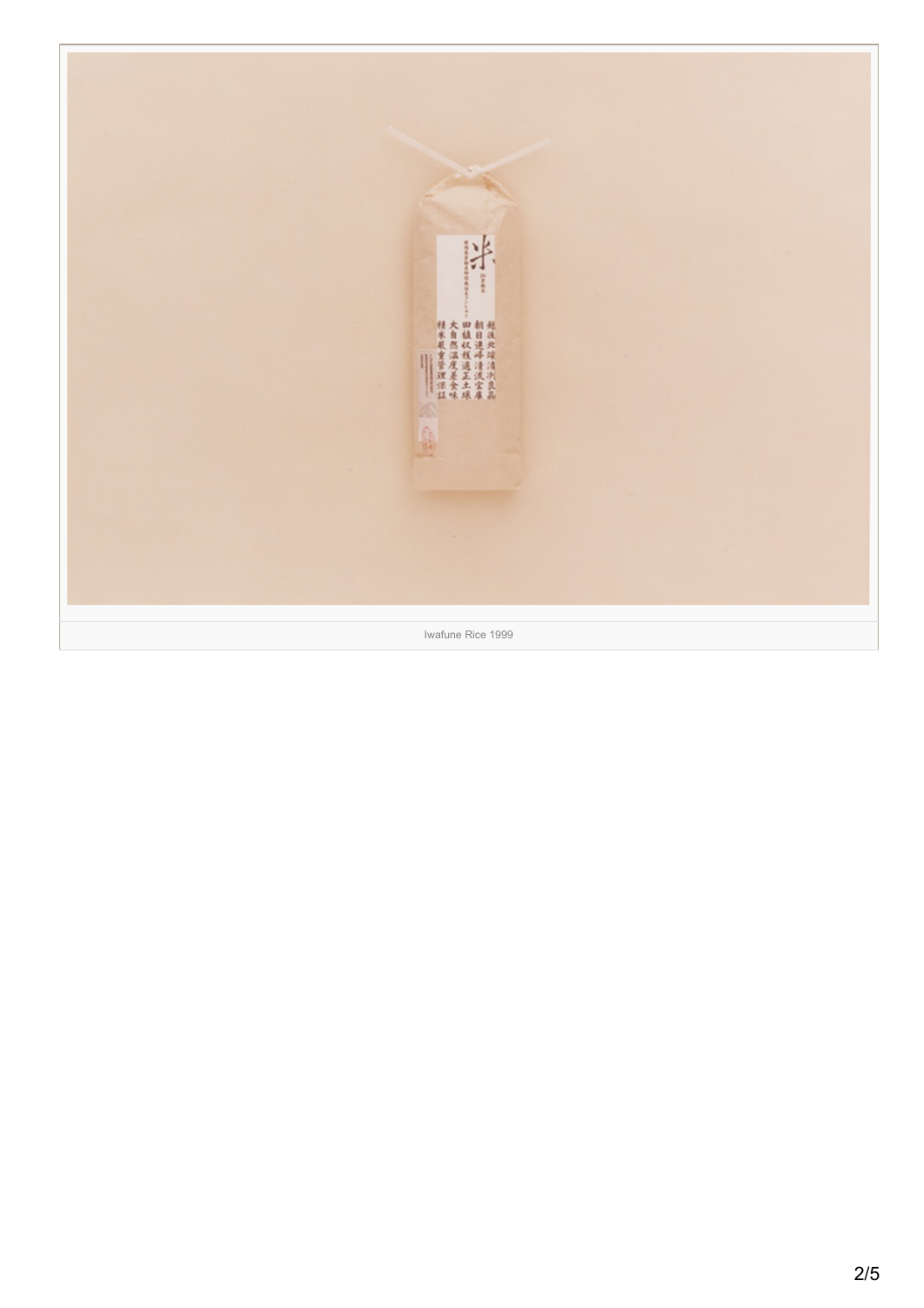Iwafune Rice 1999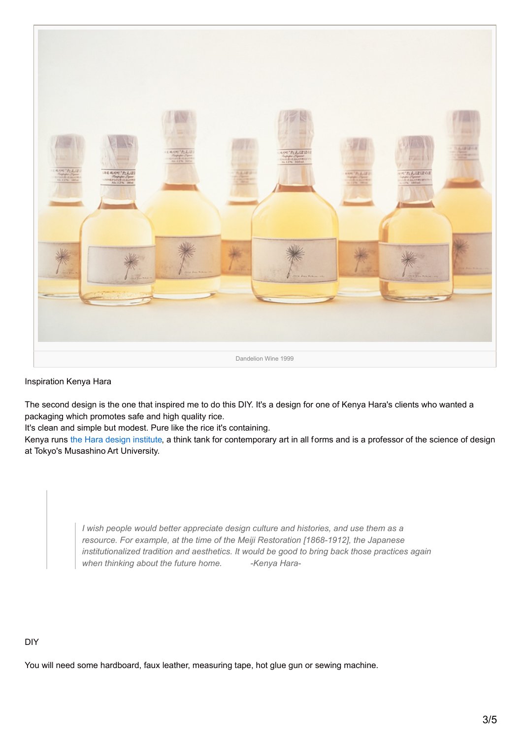Dandelion Wine 1999

Inspiration Kenya Hara

The second design is the one that inspired me to do this DIY. It's a design for one of Kenya Hara's clients who wanted a packaging which promotes safe and high quality rice.
It's clean and simple but modest. Pure like the rice it's containing.
Kenya runs the Hara design institute, a think tank for contemporary art in all forms and is a professor of the science of design at Tokyo's Musashino Art University.

> *I wish people would better appreciate design culture and histories, and use them as a resource. For example, at the time of the Meiji Restoration [1868-1912], the Japanese institutionalized tradition and aesthetics. It would be good to bring back those practices again when thinking about the future home.* -Kenya Hara-

DIY

You will need some hardboard, faux leather, measuring tape, hot glue gun or sewing machine.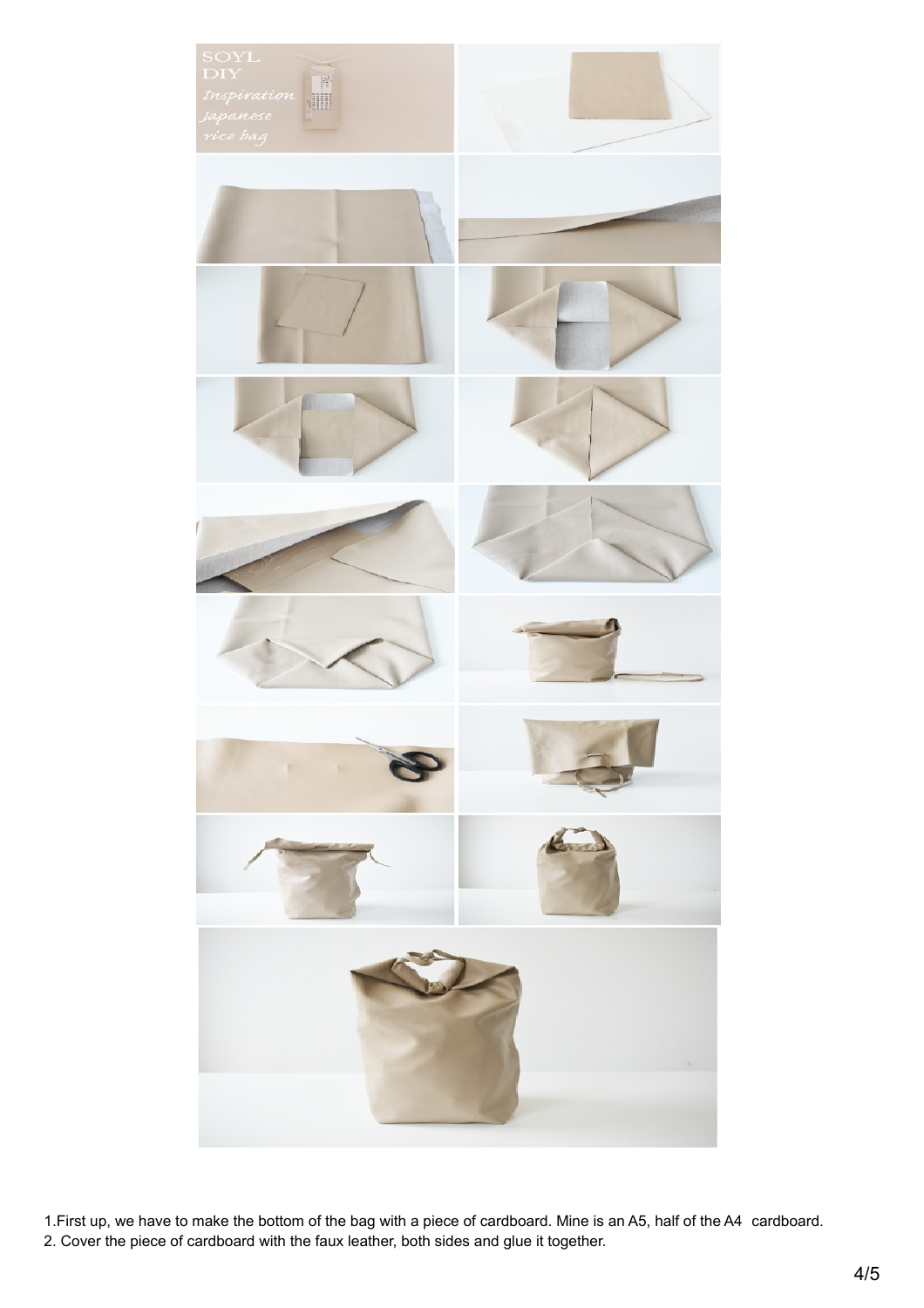1.First up, we have to make the bottom of the bag with a piece of cardboard. Mine is an A5, half of the A4 cardboard.
2. Cover the piece of cardboard with the faux leather, both sides and glue it together.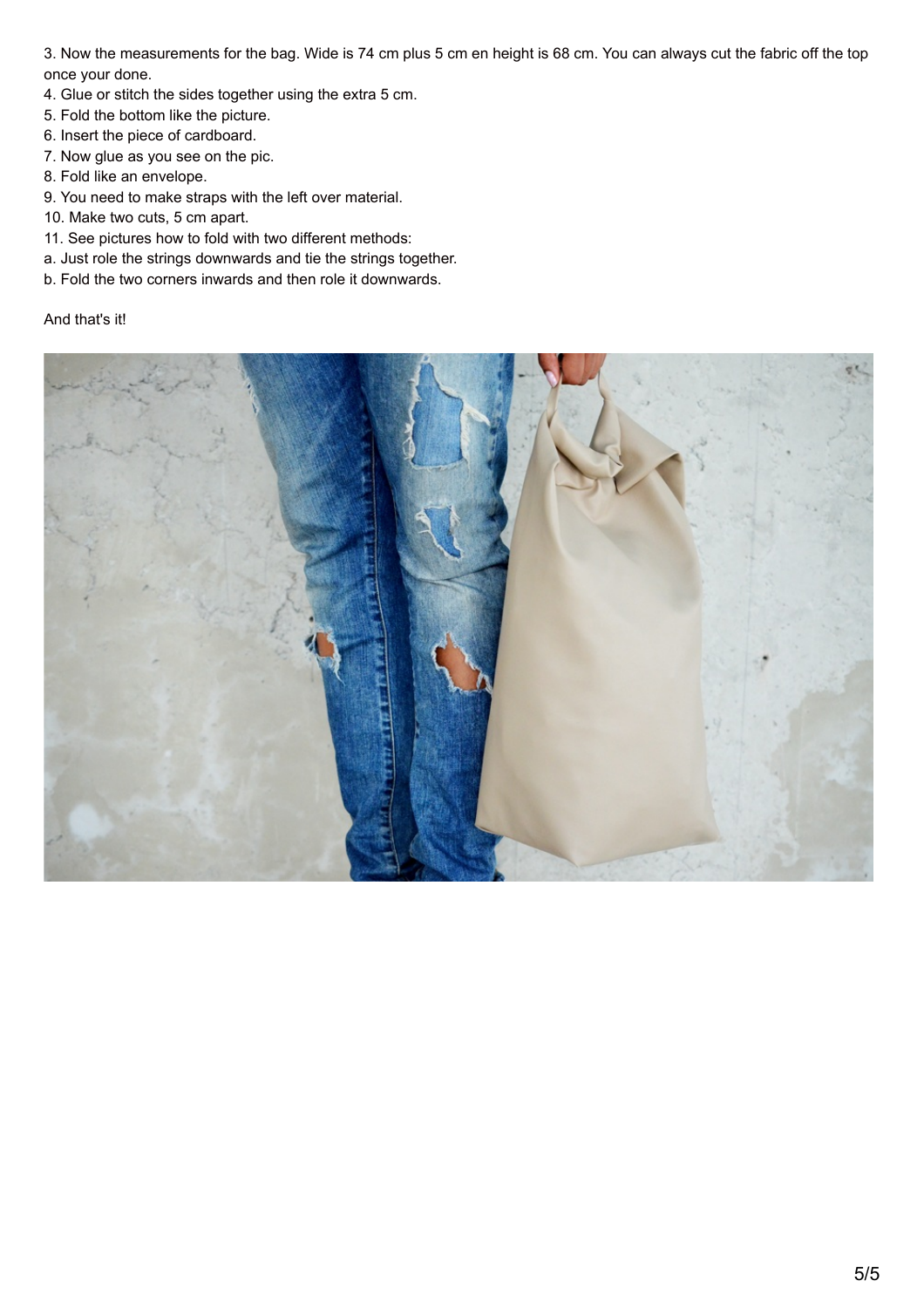3. Now the measurements for the bag. Wide is 74 cm plus 5 cm en height is 68 cm. You can always cut the fabric off the top once your done.
4. Glue or stitch the sides together using the extra 5 cm.
5. Fold the bottom like the picture.
6. Insert the piece of cardboard.
7. Now glue as you see on the pic.
8. Fold like an envelope.
9. You need to make straps with the left over material.
10. Make two cuts, 5 cm apart.
11. See pictures how to fold with two different methods:
a. Just role the strings downwards and tie the strings together.
b. Fold the two corners inwards and then role it downwards.

And that's it!